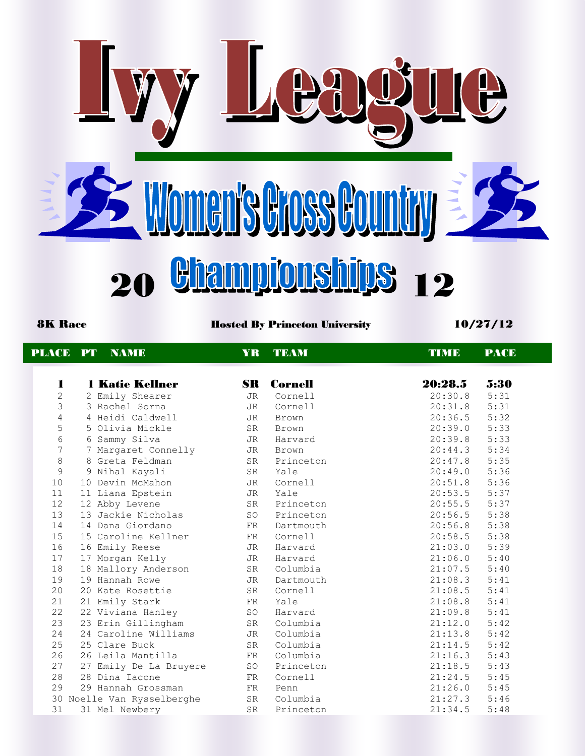# Ivy League

## Women's Cross Country

## 20 Championships 12

**8K Race** | **Hosted By Princeton University** | **10/27/12**

| PLACE | PT | NAME | YR | TEAM | TIME | PACE |
|---|---|---|---|---|---|---|
| **1** | **1** | **Katie Kellner** | **SR** | **Cornell** | **20:28.5** | **5:30** |
| 2 | 2 | Emily Shearer | JR | Cornell | 20:30.8 | 5:31 |
| 3 | 3 | Rachel Sorna | JR | Cornell | 20:31.8 | 5:31 |
| 4 | 4 | Heidi Caldwell | JR | Brown | 20:36.5 | 5:32 |
| 5 | 5 | Olivia Mickle | SR | Brown | 20:39.0 | 5:33 |
| 6 | 6 | Sammy Silva | JR | Harvard | 20:39.8 | 5:33 |
| 7 | 7 | Margaret Connelly | JR | Brown | 20:44.3 | 5:34 |
| 8 | 8 | Greta Feldman | SR | Princeton | 20:47.8 | 5:35 |
| 9 | 9 | Nihal Kayali | SR | Yale | 20:49.0 | 5:36 |
| 10 | 10 | Devin McMahon | JR | Cornell | 20:51.8 | 5:36 |
| 11 | 11 | Liana Epstein | JR | Yale | 20:53.5 | 5:37 |
| 12 | 12 | Abby Levene | SR | Princeton | 20:55.5 | 5:37 |
| 13 | 13 | Jackie Nicholas | SO | Princeton | 20:56.5 | 5:38 |
| 14 | 14 | Dana Giordano | FR | Dartmouth | 20:56.8 | 5:38 |
| 15 | 15 | Caroline Kellner | FR | Cornell | 20:58.5 | 5:38 |
| 16 | 16 | Emily Reese | JR | Harvard | 21:03.0 | 5:39 |
| 17 | 17 | Morgan Kelly | JR | Harvard | 21:06.0 | 5:40 |
| 18 | 18 | Mallory Anderson | SR | Columbia | 21:07.5 | 5:40 |
| 19 | 19 | Hannah Rowe | JR | Dartmouth | 21:08.3 | 5:41 |
| 20 | 20 | Kate Rosettie | SR | Cornell | 21:08.5 | 5:41 |
| 21 | 21 | Emily Stark | FR | Yale | 21:08.8 | 5:41 |
| 22 | 22 | Viviana Hanley | SO | Harvard | 21:09.8 | 5:41 |
| 23 | 23 | Erin Gillingham | SR | Columbia | 21:12.0 | 5:42 |
| 24 | 24 | Caroline Williams | JR | Columbia | 21:13.8 | 5:42 |
| 25 | 25 | Clare Buck | SR | Columbia | 21:14.5 | 5:42 |
| 26 | 26 | Leila Mantilla | FR | Columbia | 21:16.3 | 5:43 |
| 27 | 27 | Emily De La Bruyere | SO | Princeton | 21:18.5 | 5:43 |
| 28 | 28 | Dina Iacone | FR | Cornell | 21:24.5 | 5:45 |
| 29 | 29 | Hannah Grossman | FR | Penn | 21:26.0 | 5:45 |
| 30 | 30 | Noelle Van Rysselberghe | SR | Columbia | 21:27.3 | 5:46 |
| 31 | 31 | Mel Newbery | SR | Princeton | 21:34.5 | 5:48 |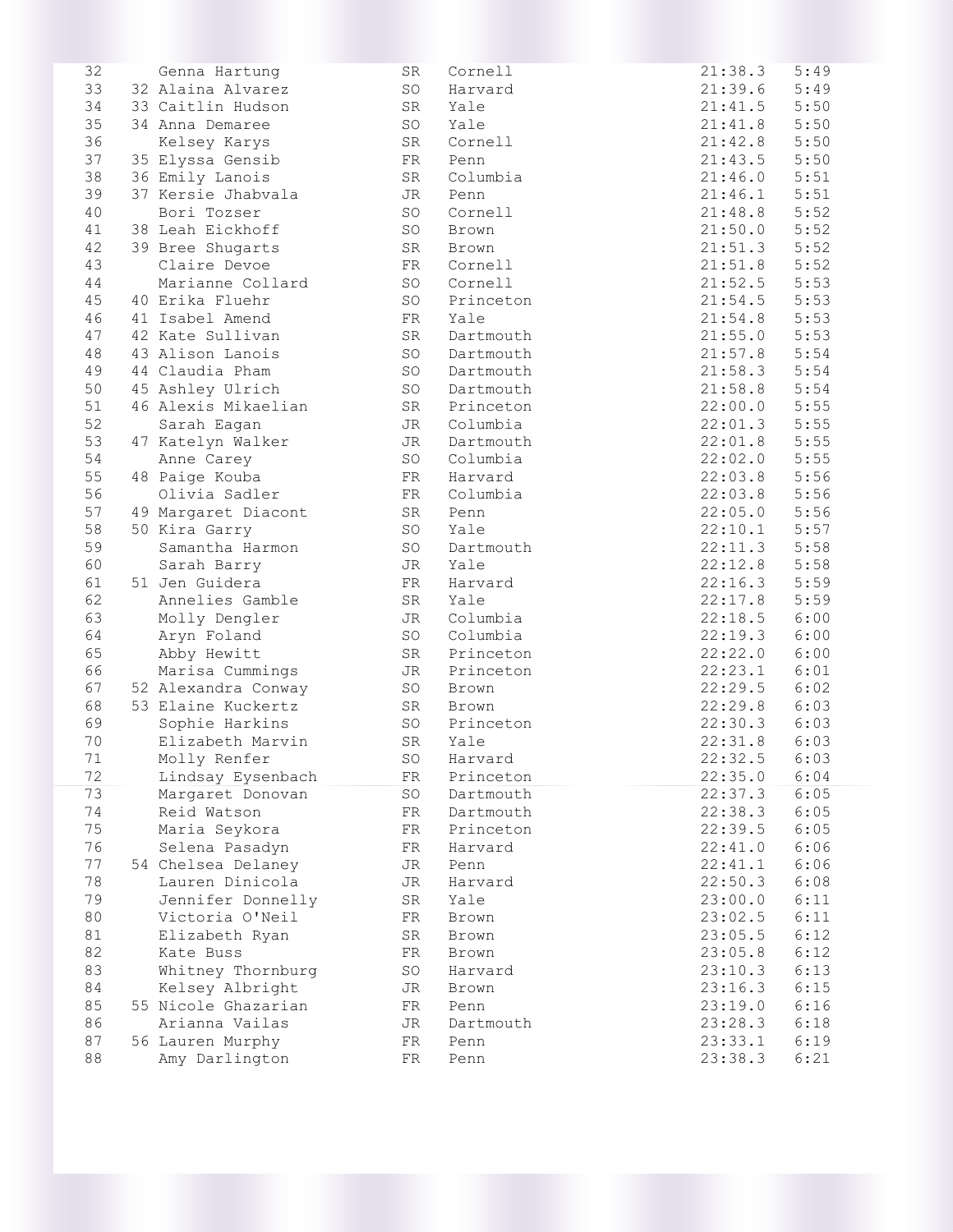| Place | Team Place | Name | Year | School | Time | Pace |
|---|---|---|---|---|---|---|
| 32 | | Genna Hartung | SR | Cornell | 21:38.3 | 5:49 |
| 33 | 32 | Alaina Alvarez | SO | Harvard | 21:39.6 | 5:49 |
| 34 | 33 | Caitlin Hudson | SR | Yale | 21:41.5 | 5:50 |
| 35 | 34 | Anna Demaree | SO | Yale | 21:41.8 | 5:50 |
| 36 | | Kelsey Karys | SR | Cornell | 21:42.8 | 5:50 |
| 37 | 35 | Elyssa Gensib | FR | Penn | 21:43.5 | 5:50 |
| 38 | 36 | Emily Lanois | SR | Columbia | 21:46.0 | 5:51 |
| 39 | 37 | Kersie Jhabvala | JR | Penn | 21:46.1 | 5:51 |
| 40 | | Bori Tozser | SO | Cornell | 21:48.8 | 5:52 |
| 41 | 38 | Leah Eickhoff | SO | Brown | 21:50.0 | 5:52 |
| 42 | 39 | Bree Shugarts | SR | Brown | 21:51.3 | 5:52 |
| 43 | | Claire Devoe | FR | Cornell | 21:51.8 | 5:52 |
| 44 | | Marianne Collard | SO | Cornell | 21:52.5 | 5:53 |
| 45 | 40 | Erika Fluehr | SO | Princeton | 21:54.5 | 5:53 |
| 46 | 41 | Isabel Amend | FR | Yale | 21:54.8 | 5:53 |
| 47 | 42 | Kate Sullivan | SR | Dartmouth | 21:55.0 | 5:53 |
| 48 | 43 | Alison Lanois | SO | Dartmouth | 21:57.8 | 5:54 |
| 49 | 44 | Claudia Pham | SO | Dartmouth | 21:58.3 | 5:54 |
| 50 | 45 | Ashley Ulrich | SO | Dartmouth | 21:58.8 | 5:54 |
| 51 | 46 | Alexis Mikaelian | SR | Princeton | 22:00.0 | 5:55 |
| 52 | | Sarah Eagan | JR | Columbia | 22:01.3 | 5:55 |
| 53 | 47 | Katelyn Walker | JR | Dartmouth | 22:01.8 | 5:55 |
| 54 | | Anne Carey | SO | Columbia | 22:02.0 | 5:55 |
| 55 | 48 | Paige Kouba | FR | Harvard | 22:03.8 | 5:56 |
| 56 | | Olivia Sadler | FR | Columbia | 22:03.8 | 5:56 |
| 57 | 49 | Margaret Diacont | SR | Penn | 22:05.0 | 5:56 |
| 58 | 50 | Kira Garry | SO | Yale | 22:10.1 | 5:57 |
| 59 | | Samantha Harmon | SO | Dartmouth | 22:11.3 | 5:58 |
| 60 | | Sarah Barry | JR | Yale | 22:12.8 | 5:58 |
| 61 | 51 | Jen Guidera | FR | Harvard | 22:16.3 | 5:59 |
| 62 | | Annelies Gamble | SR | Yale | 22:17.8 | 5:59 |
| 63 | | Molly Dengler | JR | Columbia | 22:18.5 | 6:00 |
| 64 | | Aryn Foland | SO | Columbia | 22:19.3 | 6:00 |
| 65 | | Abby Hewitt | SR | Princeton | 22:22.0 | 6:00 |
| 66 | | Marisa Cummings | JR | Princeton | 22:23.1 | 6:01 |
| 67 | 52 | Alexandra Conway | SO | Brown | 22:29.5 | 6:02 |
| 68 | 53 | Elaine Kuckertz | SR | Brown | 22:29.8 | 6:03 |
| 69 | | Sophie Harkins | SO | Princeton | 22:30.3 | 6:03 |
| 70 | | Elizabeth Marvin | SR | Yale | 22:31.8 | 6:03 |
| 71 | | Molly Renfer | SO | Harvard | 22:32.5 | 6:03 |
| 72 | | Lindsay Eysenbach | FR | Princeton | 22:35.0 | 6:04 |
| 73 | | Margaret Donovan | SO | Dartmouth | 22:37.3 | 6:05 |
| 74 | | Reid Watson | FR | Dartmouth | 22:38.3 | 6:05 |
| 75 | | Maria Seykora | FR | Princeton | 22:39.5 | 6:05 |
| 76 | | Selena Pasadyn | FR | Harvard | 22:41.0 | 6:06 |
| 77 | 54 | Chelsea Delaney | JR | Penn | 22:41.1 | 6:06 |
| 78 | | Lauren Dinicola | JR | Harvard | 22:50.3 | 6:08 |
| 79 | | Jennifer Donnelly | SR | Yale | 23:00.0 | 6:11 |
| 80 | | Victoria O'Neil | FR | Brown | 23:02.5 | 6:11 |
| 81 | | Elizabeth Ryan | SR | Brown | 23:05.5 | 6:12 |
| 82 | | Kate Buss | FR | Brown | 23:05.8 | 6:12 |
| 83 | | Whitney Thornburg | SO | Harvard | 23:10.3 | 6:13 |
| 84 | | Kelsey Albright | JR | Brown | 23:16.3 | 6:15 |
| 85 | 55 | Nicole Ghazarian | FR | Penn | 23:19.0 | 6:16 |
| 86 | | Arianna Vailas | JR | Dartmouth | 23:28.3 | 6:18 |
| 87 | 56 | Lauren Murphy | FR | Penn | 23:33.1 | 6:19 |
| 88 | | Amy Darlington | FR | Penn | 23:38.3 | 6:21 |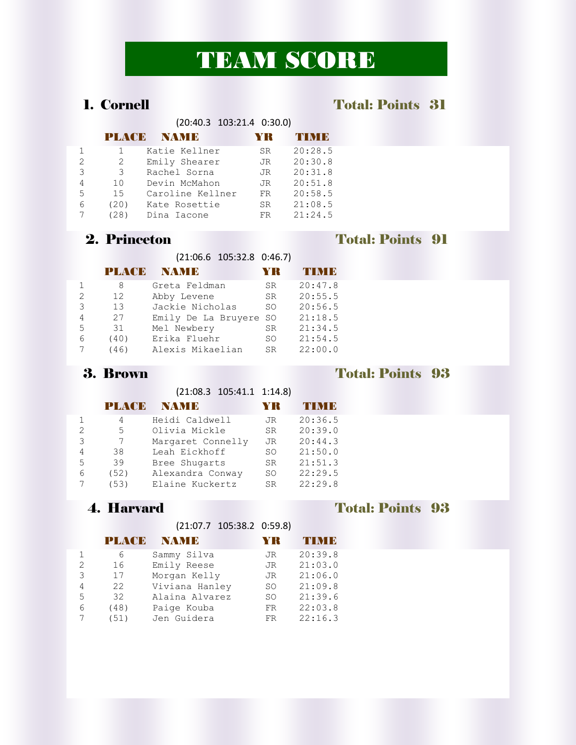# TEAM SCORE

## 1. Cornell

**Total: Points 31**

(20:40.3 103:21.4 0:30.0)

| | PLACE | NAME | YR | TIME |
|---|---|---|---|---|
| 1 | 1 | Katie Kellner | SR | 20:28.5 |
| 2 | 2 | Emily Shearer | JR | 20:30.8 |
| 3 | 3 | Rachel Sorna | JR | 20:31.8 |
| 4 | 10 | Devin McMahon | JR | 20:51.8 |
| 5 | 15 | Caroline Kellner | FR | 20:58.5 |
| 6 | (20) | Kate Rosettie | SR | 21:08.5 |
| 7 | (28) | Dina Iacone | FR | 21:24.5 |

## 2. Princeton

**Total: Points 91**

(21:06.6 105:32.8 0:46.7)

| | PLACE | NAME | YR | TIME |
|---|---|---|---|---|
| 1 | 8 | Greta Feldman | SR | 20:47.8 |
| 2 | 12 | Abby Levene | SR | 20:55.5 |
| 3 | 13 | Jackie Nicholas | SO | 20:56.5 |
| 4 | 27 | Emily De La Bruyere | SO | 21:18.5 |
| 5 | 31 | Mel Newbery | SR | 21:34.5 |
| 6 | (40) | Erika Fluehr | SO | 21:54.5 |
| 7 | (46) | Alexis Mikaelian | SR | 22:00.0 |

## 3. Brown

**Total: Points 93**

(21:08.3 105:41.1 1:14.8)

| | PLACE | NAME | YR | TIME |
|---|---|---|---|---|
| 1 | 4 | Heidi Caldwell | JR | 20:36.5 |
| 2 | 5 | Olivia Mickle | SR | 20:39.0 |
| 3 | 7 | Margaret Connelly | JR | 20:44.3 |
| 4 | 38 | Leah Eickhoff | SO | 21:50.0 |
| 5 | 39 | Bree Shugarts | SR | 21:51.3 |
| 6 | (52) | Alexandra Conway | SO | 22:29.5 |
| 7 | (53) | Elaine Kuckertz | SR | 22:29.8 |

## 4. Harvard

**Total: Points 93**

(21:07.7 105:38.2 0:59.8)

| | PLACE | NAME | YR | TIME |
|---|---|---|---|---|
| 1 | 6 | Sammy Silva | JR | 20:39.8 |
| 2 | 16 | Emily Reese | JR | 21:03.0 |
| 3 | 17 | Morgan Kelly | JR | 21:06.0 |
| 4 | 22 | Viviana Hanley | SO | 21:09.8 |
| 5 | 32 | Alaina Alvarez | SO | 21:39.6 |
| 6 | (48) | Paige Kouba | FR | 22:03.8 |
| 7 | (51) | Jen Guidera | FR | 22:16.3 |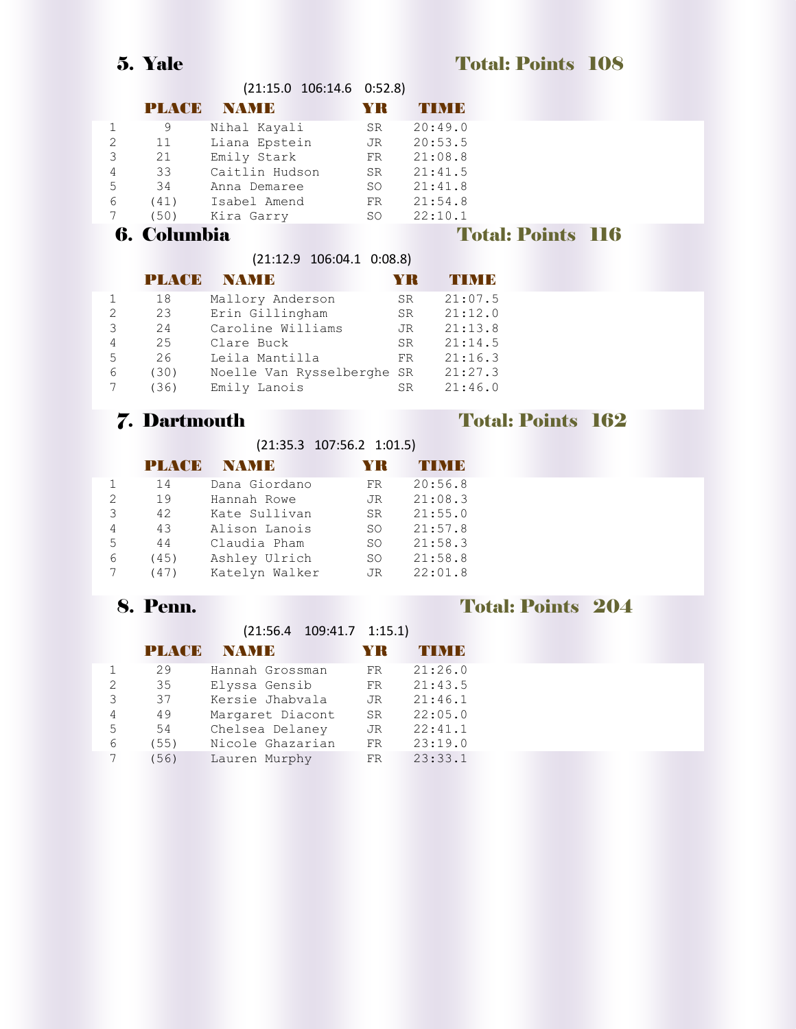## 5. Yale — Total: Points 108

(21:15.0 106:14.6 0:52.8)

| | PLACE | NAME | YR | TIME |
|---|---|---|---|---|
| 1 | 9 | Nihal Kayali | SR | 20:49.0 |
| 2 | 11 | Liana Epstein | JR | 20:53.5 |
| 3 | 21 | Emily Stark | FR | 21:08.8 |
| 4 | 33 | Caitlin Hudson | SR | 21:41.5 |
| 5 | 34 | Anna Demaree | SO | 21:41.8 |
| 6 | (41) | Isabel Amend | FR | 21:54.8 |
| 7 | (50) | Kira Garry | SO | 22:10.1 |

## 6. Columbia — Total: Points 116

(21:12.9 106:04.1 0:08.8)

| | PLACE | NAME | YR | TIME |
|---|---|---|---|---|
| 1 | 18 | Mallory Anderson | SR | 21:07.5 |
| 2 | 23 | Erin Gillingham | SR | 21:12.0 |
| 3 | 24 | Caroline Williams | JR | 21:13.8 |
| 4 | 25 | Clare Buck | SR | 21:14.5 |
| 5 | 26 | Leila Mantilla | FR | 21:16.3 |
| 6 | (30) | Noelle Van Rysselberghe | SR | 21:27.3 |
| 7 | (36) | Emily Lanois | SR | 21:46.0 |

## 7. Dartmouth — Total: Points 162

(21:35.3 107:56.2 1:01.5)

| | PLACE | NAME | YR | TIME |
|---|---|---|---|---|
| 1 | 14 | Dana Giordano | FR | 20:56.8 |
| 2 | 19 | Hannah Rowe | JR | 21:08.3 |
| 3 | 42 | Kate Sullivan | SR | 21:55.0 |
| 4 | 43 | Alison Lanois | SO | 21:57.8 |
| 5 | 44 | Claudia Pham | SO | 21:58.3 |
| 6 | (45) | Ashley Ulrich | SO | 21:58.8 |
| 7 | (47) | Katelyn Walker | JR | 22:01.8 |

## 8. Penn. — Total: Points 204

(21:56.4 109:41.7 1:15.1)

| | PLACE | NAME | YR | TIME |
|---|---|---|---|---|
| 1 | 29 | Hannah Grossman | FR | 21:26.0 |
| 2 | 35 | Elyssa Gensib | FR | 21:43.5 |
| 3 | 37 | Kersie Jhabvala | JR | 21:46.1 |
| 4 | 49 | Margaret Diacont | SR | 22:05.0 |
| 5 | 54 | Chelsea Delaney | JR | 22:41.1 |
| 6 | (55) | Nicole Ghazarian | FR | 23:19.0 |
| 7 | (56) | Lauren Murphy | FR | 23:33.1 |